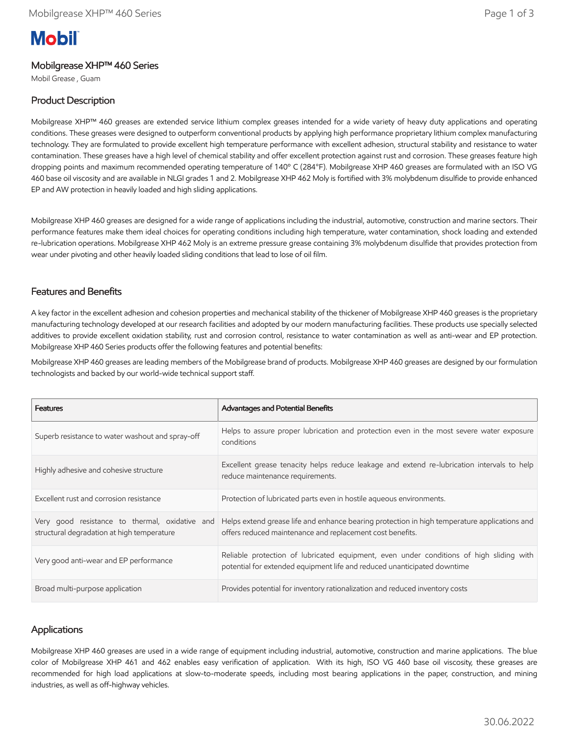Mobil

# Mobilgrease XHP™ 460 Series

Mobil Grease , Guam

## Product Description

Mobilgrease XHP™ 460 greases are extended service lithium complex greases intended for a wide variety of heavy duty applications and operating conditions. These greases were designed to outperform conventional products by applying high performance proprietary lithium complex manufacturing technology. They are formulated to provide excellent high temperature performance with excellent adhesion, structural stability and resistance to water contamination. These greases have a high level of chemical stability and offer excellent protection against rust and corrosion. These greases feature high dropping points and maximum recommended operating temperature of 140º C (284ºF). Mobilgrease XHP 460 greases are formulated with an ISO VG 460 base oil viscosity and are available in NLGI grades 1 and 2. Mobilgrease XHP 462 Moly is fortified with 3% molybdenum disulfide to provide enhanced EP and AW protection in heavily loaded and high sliding applications.

Mobilgrease XHP 460 greases are designed for a wide range of applications including the industrial, automotive, construction and marine sectors. Their performance features make them ideal choices for operating conditions including high temperature, water contamination, shock loading and extended re-lubrication operations. Mobilgrease XHP 462 Moly is an extreme pressure grease containing 3% molybdenum disulfide that provides protection from wear under pivoting and other heavily loaded sliding conditions that lead to lose of oil film.

## Features and Benefits

A key factor in the excellent adhesion and cohesion properties and mechanical stability of the thickener of Mobilgrease XHP 460 greases is the proprietary manufacturing technology developed at our research facilities and adopted by our modern manufacturing facilities. These products use specially selected additives to provide excellent oxidation stability, rust and corrosion control, resistance to water contamination as well as anti-wear and EP protection. Mobilgrease XHP 460 Series products offer the following features and potential benefits:

Mobilgrease XHP 460 greases are leading members of the Mobilgrease brand of products. Mobilgrease XHP 460 greases are designed by our formulation technologists and backed by our world-wide technical support staff.

| Features | Advantages and Potential Benefits |
|---|---|
| Superb resistance to water washout and spray-off | Helps to assure proper lubrication and protection even in the most severe water exposure conditions |
| Highly adhesive and cohesive structure | Excellent grease tenacity helps reduce leakage and extend re-lubrication intervals to help reduce maintenance requirements. |
| Excellent rust and corrosion resistance | Protection of lubricated parts even in hostile aqueous environments. |
| Very good resistance to thermal, oxidative and structural degradation at high temperature | Helps extend grease life and enhance bearing protection in high temperature applications and offers reduced maintenance and replacement cost benefits. |
| Very good anti-wear and EP performance | Reliable protection of lubricated equipment, even under conditions of high sliding with potential for extended equipment life and reduced unanticipated downtime |
| Broad multi-purpose application | Provides potential for inventory rationalization and reduced inventory costs |

## Applications

Mobilgrease XHP 460 greases are used in a wide range of equipment including industrial, automotive, construction and marine applications. The blue color of Mobilgrease XHP 461 and 462 enables easy verification of application. With its high, ISO VG 460 base oil viscosity, these greases are recommended for high load applications at slow-to-moderate speeds, including most bearing applications in the paper, construction, and mining industries, as well as off-highway vehicles.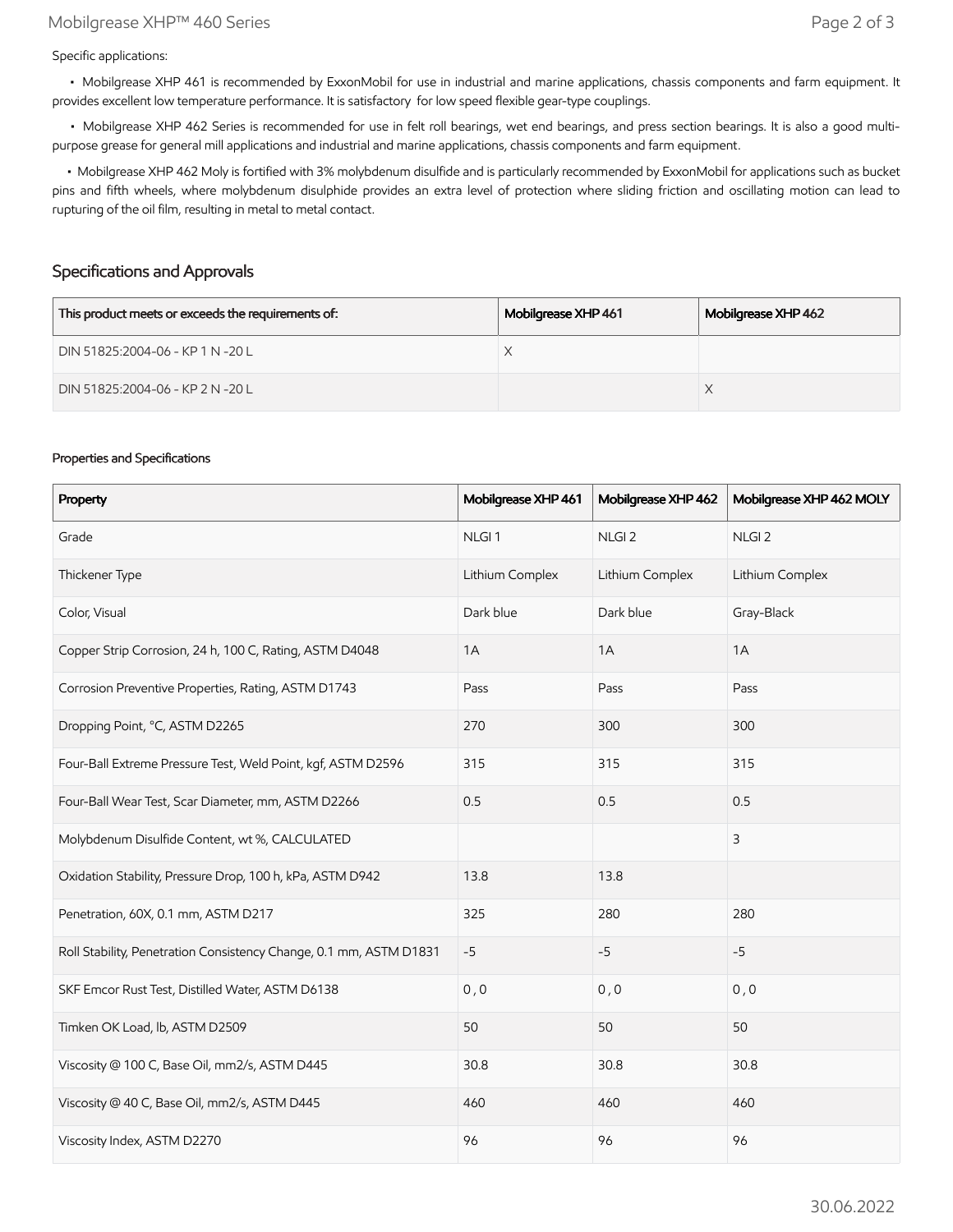Specific applications:

- Mobilgrease XHP 461 is recommended by ExxonMobil for use in industrial and marine applications, chassis components and farm equipment. It provides excellent low temperature performance. It is satisfactory for low speed flexible gear-type couplings.
- Mobilgrease XHP 462 Series is recommended for use in felt roll bearings, wet end bearings, and press section bearings. It is also a good multi-purpose grease for general mill applications and industrial and marine applications, chassis components and farm equipment.
- Mobilgrease XHP 462 Moly is fortified with 3% molybdenum disulfide and is particularly recommended by ExxonMobil for applications such as bucket pins and fifth wheels, where molybdenum disulphide provides an extra level of protection where sliding friction and oscillating motion can lead to rupturing of the oil film, resulting in metal to metal contact.

## Specifications and Approvals

| This product meets or exceeds the requirements of: | Mobilgrease XHP 461 | Mobilgrease XHP 462 |
|---|---|---|
| DIN 51825:2004-06 - KP 1 N -20 L | X | |
| DIN 51825:2004-06 - KP 2 N -20 L | | X |

### Properties and Specifications

| Property | Mobilgrease XHP 461 | Mobilgrease XHP 462 | Mobilgrease XHP 462 MOLY |
|---|---|---|---|
| Grade | NLGI 1 | NLGI 2 | NLGI 2 |
| Thickener Type | Lithium Complex | Lithium Complex | Lithium Complex |
| Color, Visual | Dark blue | Dark blue | Gray-Black |
| Copper Strip Corrosion, 24 h, 100 C, Rating, ASTM D4048 | 1A | 1A | 1A |
| Corrosion Preventive Properties, Rating, ASTM D1743 | Pass | Pass | Pass |
| Dropping Point, °C, ASTM D2265 | 270 | 300 | 300 |
| Four-Ball Extreme Pressure Test, Weld Point, kgf, ASTM D2596 | 315 | 315 | 315 |
| Four-Ball Wear Test, Scar Diameter, mm, ASTM D2266 | 0.5 | 0.5 | 0.5 |
| Molybdenum Disulfide Content, wt %, CALCULATED | | | 3 |
| Oxidation Stability, Pressure Drop, 100 h, kPa, ASTM D942 | 13.8 | 13.8 | |
| Penetration, 60X, 0.1 mm, ASTM D217 | 325 | 280 | 280 |
| Roll Stability, Penetration Consistency Change, 0.1 mm, ASTM D1831 | -5 | -5 | -5 |
| SKF Emcor Rust Test, Distilled Water, ASTM D6138 | 0 , 0 | 0 , 0 | 0 , 0 |
| Timken OK Load, lb, ASTM D2509 | 50 | 50 | 50 |
| Viscosity @ 100 C, Base Oil, mm2/s, ASTM D445 | 30.8 | 30.8 | 30.8 |
| Viscosity @ 40 C, Base Oil, mm2/s, ASTM D445 | 460 | 460 | 460 |
| Viscosity Index, ASTM D2270 | 96 | 96 | 96 |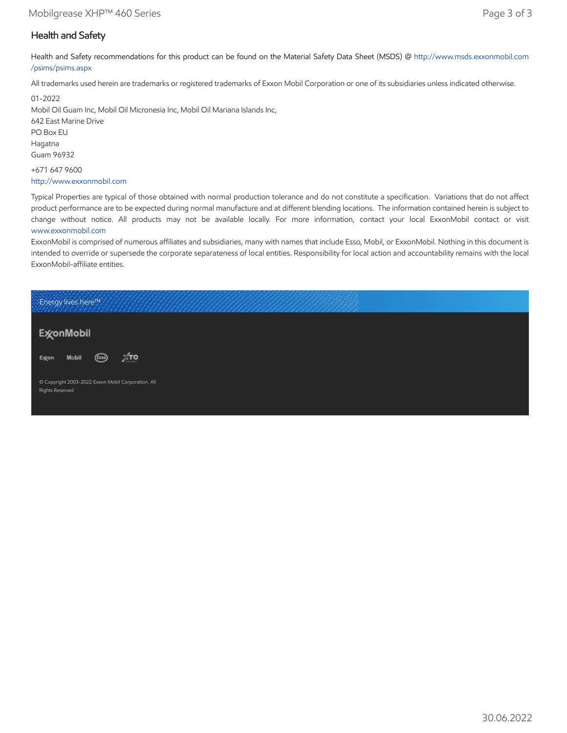## Health and Safety

Health and Safety recommendations for this product can be found on the Material Safety Data Sheet (MSDS) @ http://www.msds.exxonmobil.com/psims/psims.aspx

All trademarks used herein are trademarks or registered trademarks of Exxon Mobil Corporation or one of its subsidiaries unless indicated otherwise.

01-2022
Mobil Oil Guam Inc, Mobil Oil Micronesia Inc, Mobil Oil Mariana Islands Inc,
642 East Marine Drive
PO Box EU
Hagatna
Guam 96932

+671 647 9600
http://www.exxonmobil.com

Typical Properties are typical of those obtained with normal production tolerance and do not constitute a specification. Variations that do not affect product performance are to be expected during normal manufacture and at different blending locations. The information contained herein is subject to change without notice. All products may not be available locally. For more information, contact your local ExxonMobil contact or visit www.exxonmobil.com
ExxonMobil is comprised of numerous affiliates and subsidiaries, many with names that include Esso, Mobil, or ExxonMobil. Nothing in this document is intended to override or supersede the corporate separateness of local entities. Responsibility for local action and accountability remains with the local ExxonMobil-affiliate entities.

Energy lives here™

ExxonMobil

Exxon Mobil Esso XTO

© Copyright 2003-2022 Exxon Mobil Corporation. All Rights Reserved